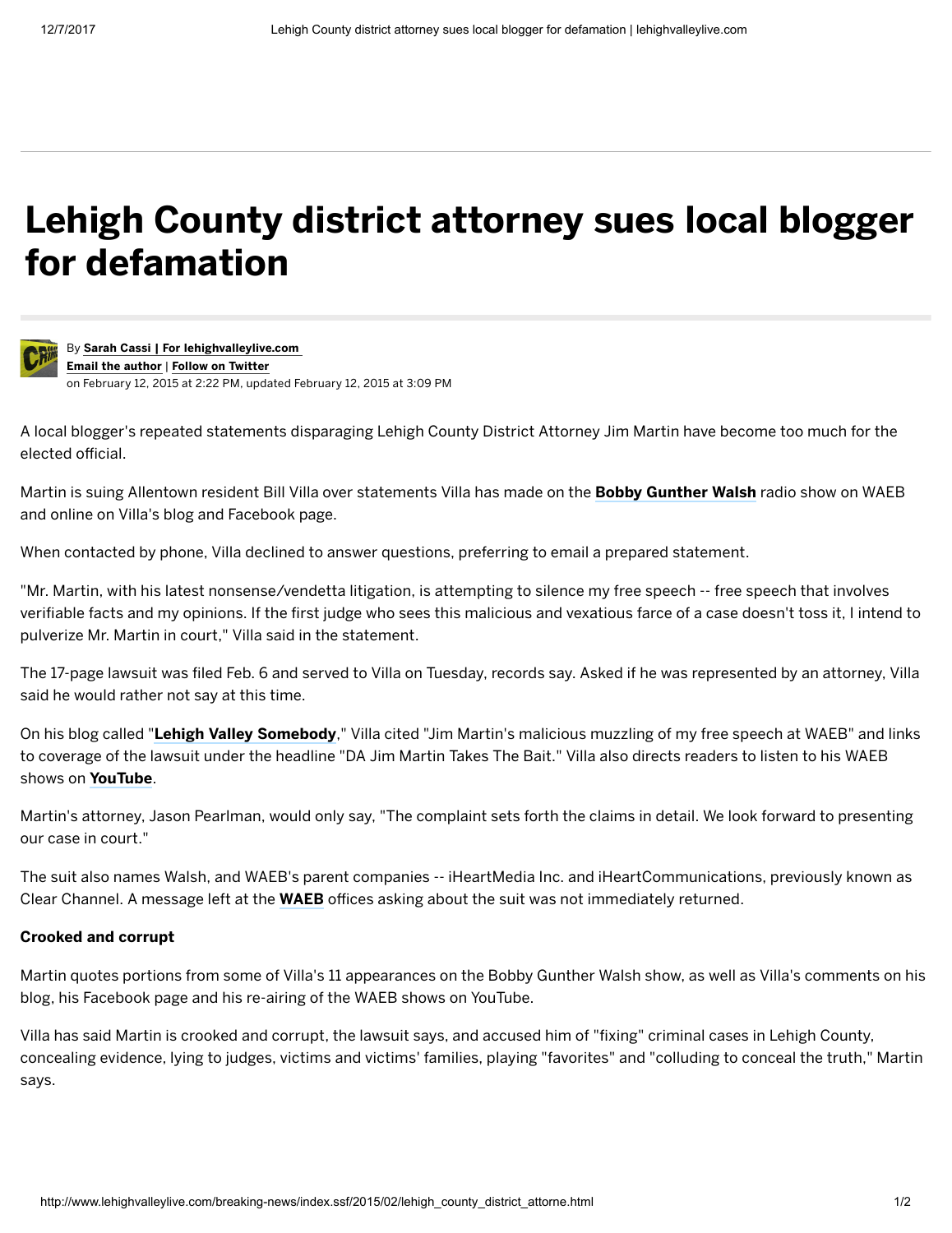# Lehigh County district attorney sues local blogger for defamation

By **Sarah Cassi | For lehighvalleylive.com**
**Email the author** | **Follow on Twitter**
on February 12, 2015 at 2:22 PM, updated February 12, 2015 at 3:09 PM

A local blogger's repeated statements disparaging Lehigh County District Attorney Jim Martin have become too much for the elected official.

Martin is suing Allentown resident Bill Villa over statements Villa has made on the **Bobby Gunther Walsh** radio show on WAEB and online on Villa's blog and Facebook page.

When contacted by phone, Villa declined to answer questions, preferring to email a prepared statement.

"Mr. Martin, with his latest nonsense/vendetta litigation, is attempting to silence my free speech -- free speech that involves verifiable facts and my opinions. If the first judge who sees this malicious and vexatious farce of a case doesn't toss it, I intend to pulverize Mr. Martin in court," Villa said in the statement.

The 17-page lawsuit was filed Feb. 6 and served to Villa on Tuesday, records say. Asked if he was represented by an attorney, Villa said he would rather not say at this time.

On his blog called "**Lehigh Valley Somebody**," Villa cited "Jim Martin's malicious muzzling of my free speech at WAEB" and links to coverage of the lawsuit under the headline "DA Jim Martin Takes The Bait." Villa also directs readers to listen to his WAEB shows on **YouTube**.

Martin's attorney, Jason Pearlman, would only say, "The complaint sets forth the claims in detail. We look forward to presenting our case in court."

The suit also names Walsh, and WAEB's parent companies -- iHeartMedia Inc. and iHeartCommunications, previously known as Clear Channel. A message left at the **WAEB** offices asking about the suit was not immediately returned.

**Crooked and corrupt**

Martin quotes portions from some of Villa's 11 appearances on the Bobby Gunther Walsh show, as well as Villa's comments on his blog, his Facebook page and his re-airing of the WAEB shows on YouTube.

Villa has said Martin is crooked and corrupt, the lawsuit says, and accused him of "fixing" criminal cases in Lehigh County, concealing evidence, lying to judges, victims and victims' families, playing "favorites" and "colluding to conceal the truth," Martin says.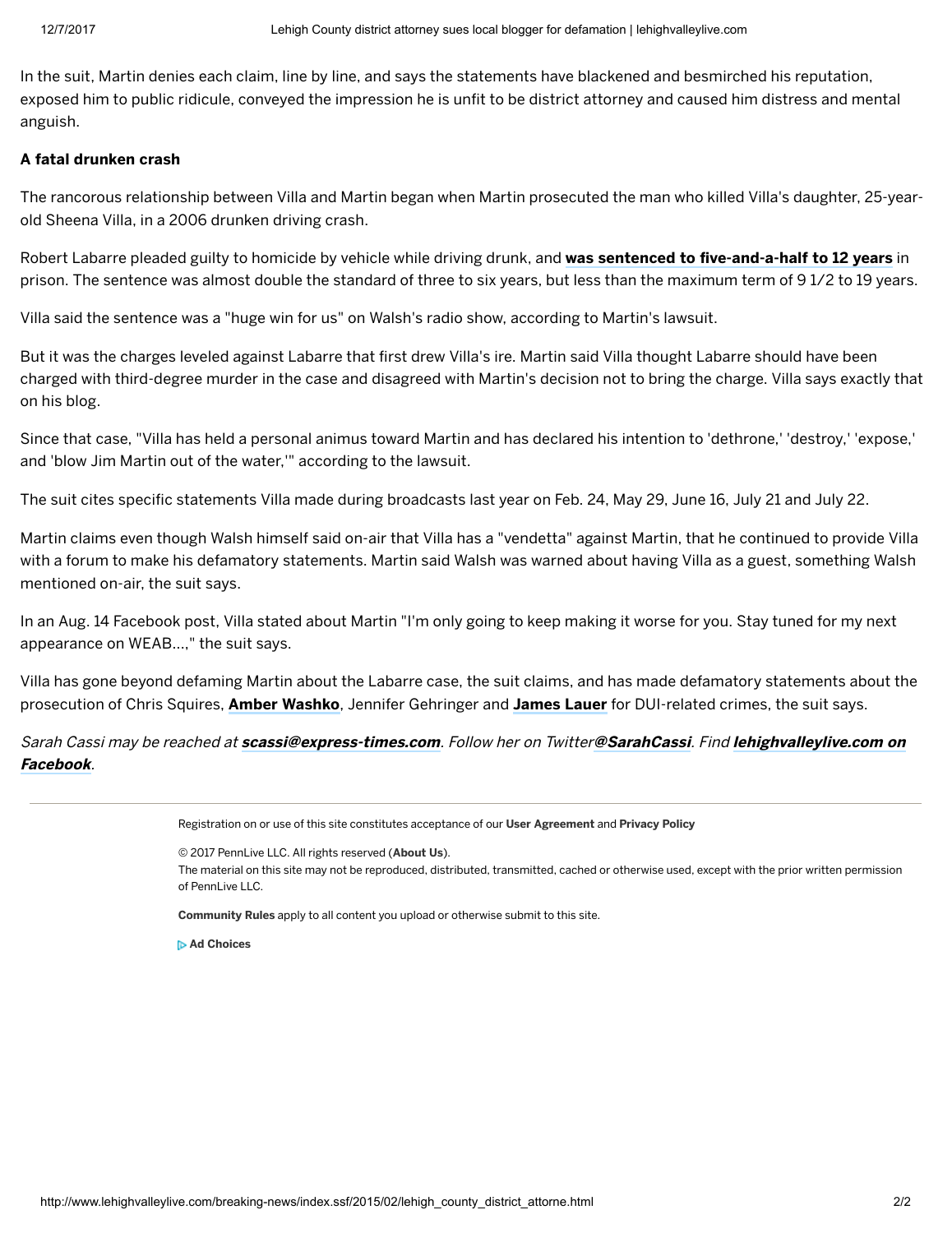In the suit, Martin denies each claim, line by line, and says the statements have blackened and besmirched his reputation, exposed him to public ridicule, conveyed the impression he is unfit to be district attorney and caused him distress and mental anguish.

**A fatal drunken crash**

The rancorous relationship between Villa and Martin began when Martin prosecuted the man who killed Villa's daughter, 25-year-old Sheena Villa, in a 2006 drunken driving crash.

Robert Labarre pleaded guilty to homicide by vehicle while driving drunk, and **was sentenced to five-and-a-half to 12 years** in prison. The sentence was almost double the standard of three to six years, but less than the maximum term of 9 1/2 to 19 years.

Villa said the sentence was a "huge win for us" on Walsh's radio show, according to Martin's lawsuit.

But it was the charges leveled against Labarre that first drew Villa's ire. Martin said Villa thought Labarre should have been charged with third-degree murder in the case and disagreed with Martin's decision not to bring the charge. Villa says exactly that on his blog.

Since that case, "Villa has held a personal animus toward Martin and has declared his intention to 'dethrone,' 'destroy,' 'expose,' and 'blow Jim Martin out of the water,'" according to the lawsuit.

The suit cites specific statements Villa made during broadcasts last year on Feb. 24, May 29, June 16, July 21 and July 22.

Martin claims even though Walsh himself said on-air that Villa has a "vendetta" against Martin, that he continued to provide Villa with a forum to make his defamatory statements. Martin said Walsh was warned about having Villa as a guest, something Walsh mentioned on-air, the suit says.

In an Aug. 14 Facebook post, Villa stated about Martin "I'm only going to keep making it worse for you. Stay tuned for my next appearance on WEAB...," the suit says.

Villa has gone beyond defaming Martin about the Labarre case, the suit claims, and has made defamatory statements about the prosecution of Chris Squires, **Amber Washko**, Jennifer Gehringer and **James Lauer** for DUI-related crimes, the suit says.

*Sarah Cassi may be reached at **scassi@express-times.com**. Follow her on Twitter **@SarahCassi**. Find **lehighvalleylive.com on Facebook**.*

Registration on or use of this site constitutes acceptance of our **User Agreement** and **Privacy Policy**

© 2017 PennLive LLC. All rights reserved (**About Us**).
The material on this site may not be reproduced, distributed, transmitted, cached or otherwise used, except with the prior written permission of PennLive LLC.

**Community Rules** apply to all content you upload or otherwise submit to this site.

**Ad Choices**